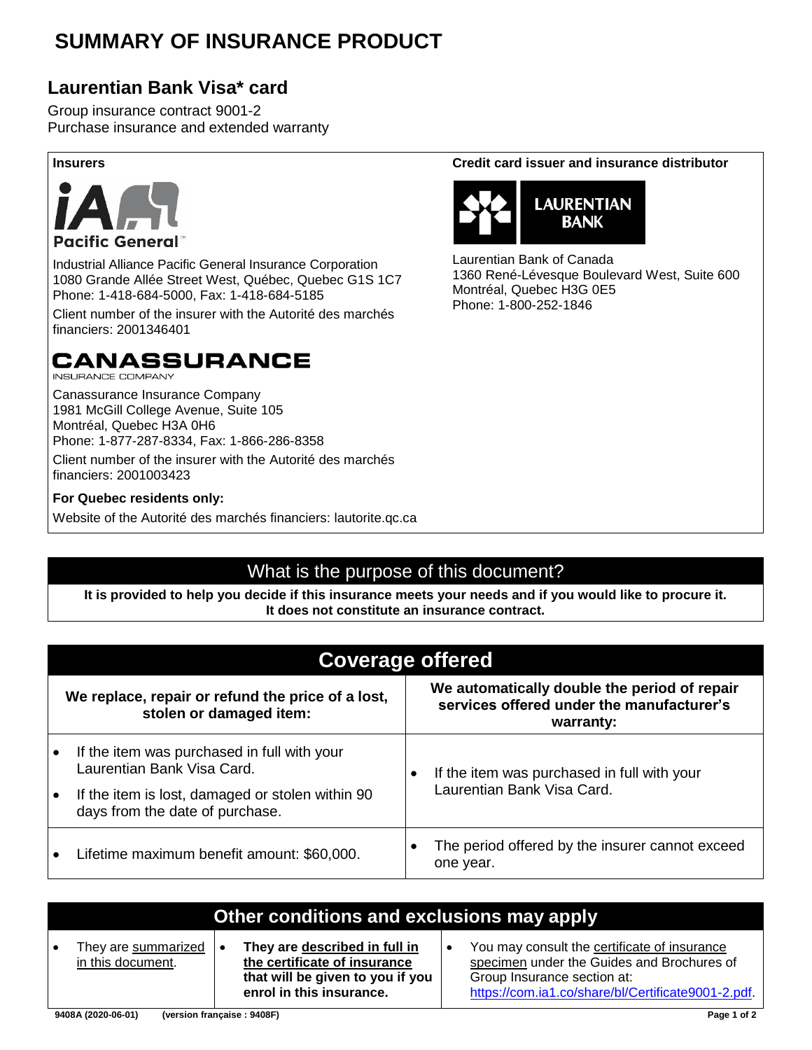# SUMMARY OF INSURANCE PRODUCT

## Laurentian Bank Visa* card

Group insurance contract 9001-2
Purchase insurance and extended warranty

**Insurers**

Pacific General

Industrial Alliance Pacific General Insurance Corporation
1080 Grande Allée Street West, Québec, Quebec G1S 1C7
Phone: 1-418-684-5000, Fax: 1-418-684-5185

Client number of the insurer with the Autorité des marchés financiers: 2001346401

CANASSURANCE
INSURANCE COMPANY

Canassurance Insurance Company
1981 McGill College Avenue, Suite 105
Montréal, Quebec H3A 0H6
Phone: 1-877-287-8334, Fax: 1-866-286-8358

Client number of the insurer with the Autorité des marchés financiers: 2001003423

**For Quebec residents only:**

Website of the Autorité des marchés financiers: lautorite.qc.ca

**Credit card issuer and insurance distributor**

LAURENTIAN BANK

Laurentian Bank of Canada
1360 René-Lévesque Boulevard West, Suite 600
Montréal, Quebec H3G 0E5
Phone: 1-800-252-1846

## What is the purpose of this document?

**It is provided to help you decide if this insurance meets your needs and if you would like to procure it. It does not constitute an insurance contract.**

## Coverage offered

| We replace, repair or refund the price of a lost, stolen or damaged item: | We automatically double the period of repair services offered under the manufacturer's warranty: |
|---|---|
| • If the item was purchased in full with your Laurentian Bank Visa Card.<br>• If the item is lost, damaged or stolen within 90 days from the date of purchase. | • If the item was purchased in full with your Laurentian Bank Visa Card. |
| • Lifetime maximum benefit amount: $60,000. | • The period offered by the insurer cannot exceed one year. |

## Other conditions and exclusions may apply

- They are summarized in this document.
- **They are described in full in the certificate of insurance that will be given to you if you enrol in this insurance.**
- You may consult the certificate of insurance specimen under the Guides and Brochures of Group Insurance section at: https://com.ia1.co/share/bl/Certificate9001-2.pdf.

9408A (2020-06-01) (version française : 9408F)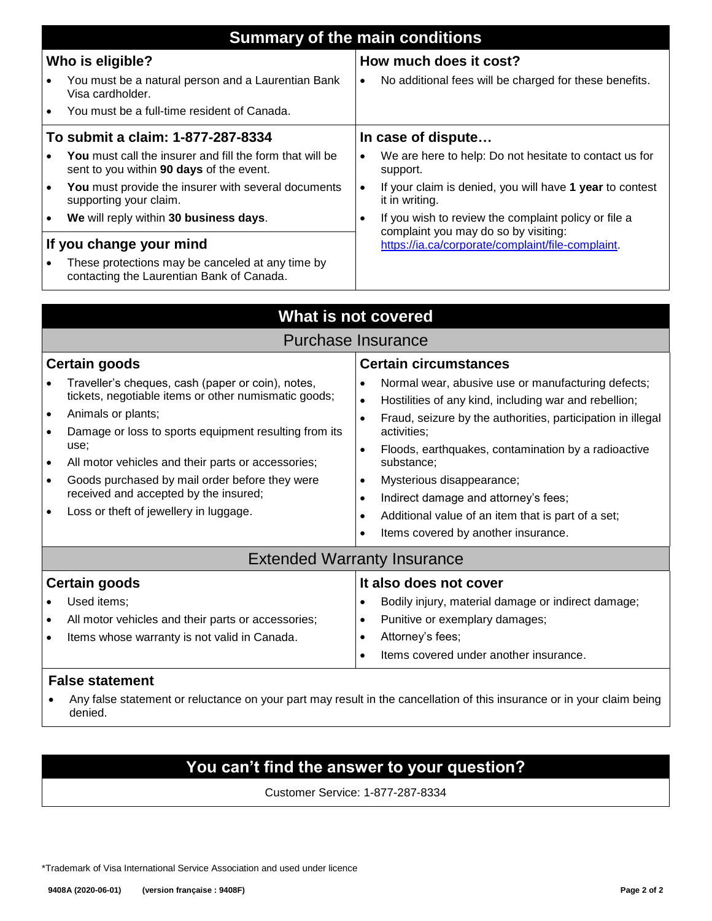## Summary of the main conditions

### Who is eligible?

- You must be a natural person and a Laurentian Bank Visa cardholder.
- You must be a full-time resident of Canada.

### How much does it cost?

- No additional fees will be charged for these benefits.

### To submit a claim: 1-877-287-8334

- **You** must call the insurer and fill the form that will be sent to you within **90 days** of the event.
- **You** must provide the insurer with several documents supporting your claim.
- **We** will reply within **30 business days**.

### If you change your mind

- These protections may be canceled at any time by contacting the Laurentian Bank of Canada.

### In case of dispute…

- We are here to help: Do not hesitate to contact us for support.
- If your claim is denied, you will have **1 year** to contest it in writing.
- If you wish to review the complaint policy or file a complaint you may do so by visiting: https://ia.ca/corporate/complaint/file-complaint.

## What is not covered

### Purchase Insurance

#### Certain goods

- Traveller's cheques, cash (paper or coin), notes, tickets, negotiable items or other numismatic goods;
- Animals or plants;
- Damage or loss to sports equipment resulting from its use;
- All motor vehicles and their parts or accessories;
- Goods purchased by mail order before they were received and accepted by the insured;
- Loss or theft of jewellery in luggage.

#### Certain circumstances

- Normal wear, abusive use or manufacturing defects;
- Hostilities of any kind, including war and rebellion;
- Fraud, seizure by the authorities, participation in illegal activities;
- Floods, earthquakes, contamination by a radioactive substance;
- Mysterious disappearance;
- Indirect damage and attorney's fees;
- Additional value of an item that is part of a set;
- Items covered by another insurance.

### Extended Warranty Insurance

#### Certain goods

- Used items;
- All motor vehicles and their parts or accessories;
- Items whose warranty is not valid in Canada.

#### It also does not cover

- Bodily injury, material damage or indirect damage;
- Punitive or exemplary damages;
- Attorney's fees;
- Items covered under another insurance.

### False statement

- Any false statement or reluctance on your part may result in the cancellation of this insurance or in your claim being denied.

## You can't find the answer to your question?

Customer Service: 1-877-287-8334

*Trademark of Visa International Service Association and used under licence

9408A (2020-06-01) (version française : 9408F)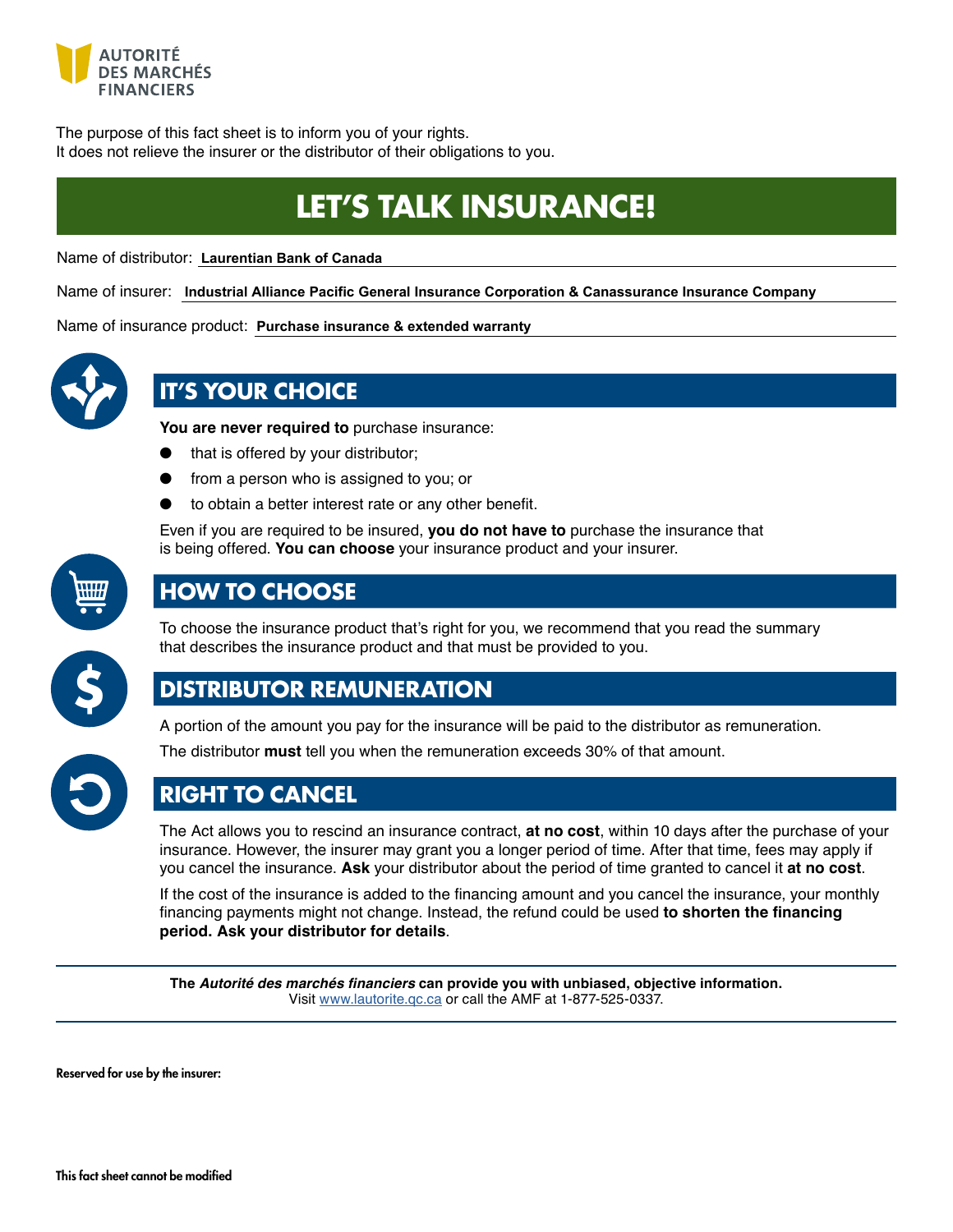AUTORITÉ DES MARCHÉS FINANCIERS

The purpose of this fact sheet is to inform you of your rights.
It does not relieve the insurer or the distributor of their obligations to you.

# LET'S TALK INSURANCE!

Name of distributor: **Laurentian Bank of Canada**

Name of insurer: **Industrial Alliance Pacific General Insurance Corporation & Canassurance Insurance Company**

Name of insurance product: **Purchase insurance & extended warranty**

## IT'S YOUR CHOICE

**You are never required to** purchase insurance:

- that is offered by your distributor;
- from a person who is assigned to you; or
- to obtain a better interest rate or any other benefit.

Even if you are required to be insured, **you do not have to** purchase the insurance that is being offered. **You can choose** your insurance product and your insurer.

## HOW TO CHOOSE

To choose the insurance product that's right for you, we recommend that you read the summary that describes the insurance product and that must be provided to you.

## DISTRIBUTOR REMUNERATION

A portion of the amount you pay for the insurance will be paid to the distributor as remuneration.

The distributor **must** tell you when the remuneration exceeds 30% of that amount.

## RIGHT TO CANCEL

The Act allows you to rescind an insurance contract, **at no cost**, within 10 days after the purchase of your insurance. However, the insurer may grant you a longer period of time. After that time, fees may apply if you cancel the insurance. **Ask** your distributor about the period of time granted to cancel it **at no cost**.

If the cost of the insurance is added to the financing amount and you cancel the insurance, your monthly financing payments might not change. Instead, the refund could be used **to shorten the financing period. Ask your distributor for details**.

---

**The *Autorité des marchés financiers* can provide you with unbiased, objective information.**
Visit www.lautorite.qc.ca or call the AMF at 1-877-525-0337.

---

**Reserved for use by the insurer:**

**This fact sheet cannot be modified**